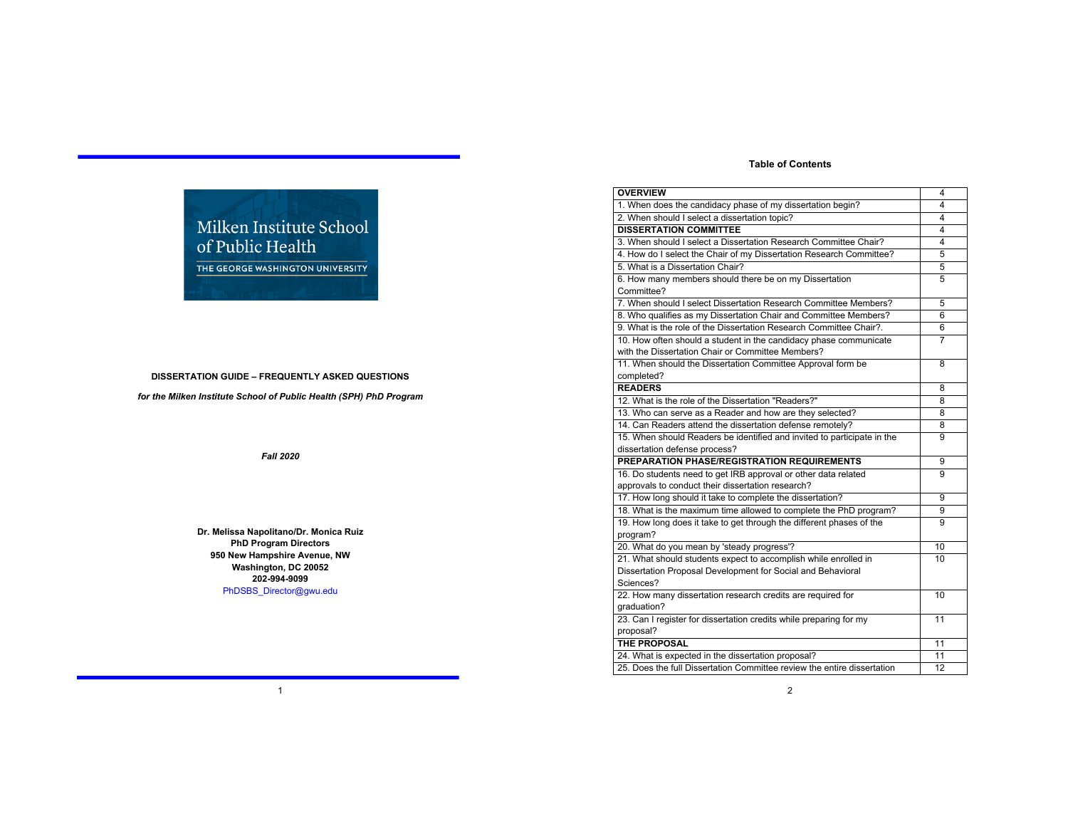Milken Institute School of Public Health

THE GEORGE WASHINGTON UNIVERSITY

**DISSERTATION GUIDE – FREQUENTLY ASKED QUESTIONS**

***for the Milken Institute School of Public Health (SPH) PhD Program***

***Fall 2020***

**Dr. Melissa Napolitano/Dr. Monica Ruiz**
**PhD Program Directors**
**950 New Hampshire Avenue, NW**
**Washington, DC 20052**
**202-994-9099**
PhDSBS_Director@gwu.edu

**Table of Contents**

| | |
|---|---|
| **OVERVIEW** | 4 |
| 1. When does the candidacy phase of my dissertation begin? | 4 |
| 2. When should I select a dissertation topic? | 4 |
| **DISSERTATION COMMITTEE** | 4 |
| 3. When should I select a Dissertation Research Committee Chair? | 4 |
| 4. How do I select the Chair of my Dissertation Research Committee? | 5 |
| 5. What is a Dissertation Chair? | 5 |
| 6. How many members should there be on my Dissertation Committee? | 5 |
| 7. When should I select Dissertation Research Committee Members? | 5 |
| 8. Who qualifies as my Dissertation Chair and Committee Members? | 6 |
| 9. What is the role of the Dissertation Research Committee Chair?. | 6 |
| 10. How often should a student in the candidacy phase communicate with the Dissertation Chair or Committee Members? | 7 |
| 11. When should the Dissertation Committee Approval form be completed? | 8 |
| **READERS** | 8 |
| 12. What is the role of the Dissertation "Readers?" | 8 |
| 13. Who can serve as a Reader and how are they selected? | 8 |
| 14. Can Readers attend the dissertation defense remotely? | 8 |
| 15. When should Readers be identified and invited to participate in the dissertation defense process? | 9 |
| **PREPARATION PHASE/REGISTRATION REQUIREMENTS** | 9 |
| 16. Do students need to get IRB approval or other data related approvals to conduct their dissertation research? | 9 |
| 17. How long should it take to complete the dissertation? | 9 |
| 18. What is the maximum time allowed to complete the PhD program? | 9 |
| 19. How long does it take to get through the different phases of the program? | 9 |
| 20. What do you mean by 'steady progress'? | 10 |
| 21. What should students expect to accomplish while enrolled in Dissertation Proposal Development for Social and Behavioral Sciences? | 10 |
| 22. How many dissertation research credits are required for graduation? | 10 |
| 23. Can I register for dissertation credits while preparing for my proposal? | 11 |
| **THE PROPOSAL** | 11 |
| 24. What is expected in the dissertation proposal? | 11 |
| 25. Does the full Dissertation Committee review the entire dissertation | 12 |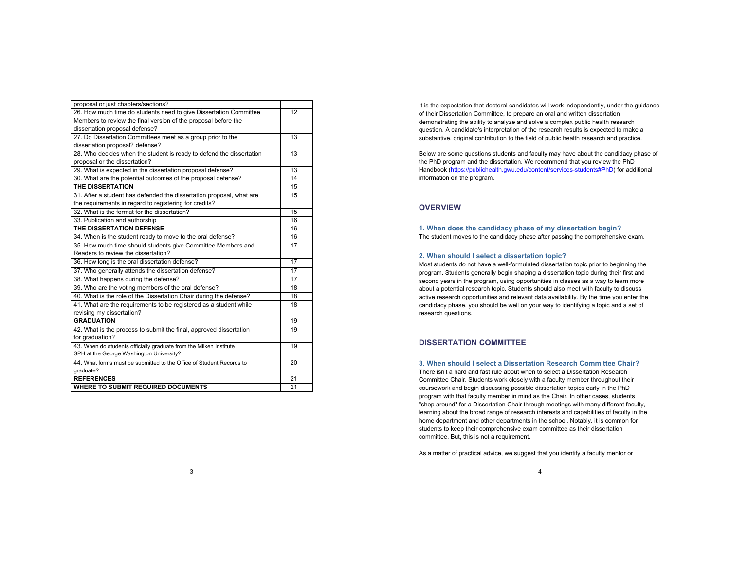| | |
|---|---|
| proposal or just chapters/sections? | |
| 26. How much time do students need to give Dissertation Committee Members to review the final version of the proposal before the dissertation proposal defense? | 12 |
| 27. Do Dissertation Committees meet as a group prior to the dissertation proposal? defense? | 13 |
| 28. Who decides when the student is ready to defend the dissertation proposal or the dissertation? | 13 |
| 29. What is expected in the dissertation proposal defense? | 13 |
| 30. What are the potential outcomes of the proposal defense? | 14 |
| **THE DISSERTATION** | 15 |
| 31. After a student has defended the dissertation proposal, what are the requirements in regard to registering for credits? | 15 |
| 32. What is the format for the dissertation? | 15 |
| 33. Publication and authorship | 16 |
| **THE DISSERTATION DEFENSE** | 16 |
| 34. When is the student ready to move to the oral defense? | 16 |
| 35. How much time should students give Committee Members and Readers to review the dissertation? | 17 |
| 36. How long is the oral dissertation defense? | 17 |
| 37. Who generally attends the dissertation defense? | 17 |
| 38. What happens during the defense? | 17 |
| 39. Who are the voting members of the oral defense? | 18 |
| 40. What is the role of the Dissertation Chair during the defense? | 18 |
| 41. What are the requirements to be registered as a student while revising my dissertation? | 18 |
| **GRADUATION** | 19 |
| 42. What is the process to submit the final, approved dissertation for graduation? | 19 |
| 43. When do students officially graduate from the Milken Institute SPH at the George Washington University? | 19 |
| 44. What forms must be submitted to the Office of Student Records to graduate? | 20 |
| **REFERENCES** | 21 |
| **WHERE TO SUBMIT REQUIRED DOCUMENTS** | 21 |

It is the expectation that doctoral candidates will work independently, under the guidance of their Dissertation Committee, to prepare an oral and written dissertation demonstrating the ability to analyze and solve a complex public health research question. A candidate's interpretation of the research results is expected to make a substantive, original contribution to the field of public health research and practice.

Below are some questions students and faculty may have about the candidacy phase of the PhD program and the dissertation. We recommend that you review the PhD Handbook (https://publichealth.gwu.edu/content/services-students#PhD) for additional information on the program.

## OVERVIEW

### 1. When does the candidacy phase of my dissertation begin?

The student moves to the candidacy phase after passing the comprehensive exam.

### 2. When should I select a dissertation topic?

Most students do not have a well-formulated dissertation topic prior to beginning the program. Students generally begin shaping a dissertation topic during their first and second years in the program, using opportunities in classes as a way to learn more about a potential research topic. Students should also meet with faculty to discuss active research opportunities and relevant data availability. By the time you enter the candidacy phase, you should be well on your way to identifying a topic and a set of research questions.

## DISSERTATION COMMITTEE

### 3. When should I select a Dissertation Research Committee Chair?

There isn't a hard and fast rule about when to select a Dissertation Research Committee Chair. Students work closely with a faculty member throughout their coursework and begin discussing possible dissertation topics early in the PhD program with that faculty member in mind as the Chair. In other cases, students "shop around" for a Dissertation Chair through meetings with many different faculty, learning about the broad range of research interests and capabilities of faculty in the home department and other departments in the school. Notably, it is common for students to keep their comprehensive exam committee as their dissertation committee. But, this is not a requirement.

As a matter of practical advice, we suggest that you identify a faculty mentor or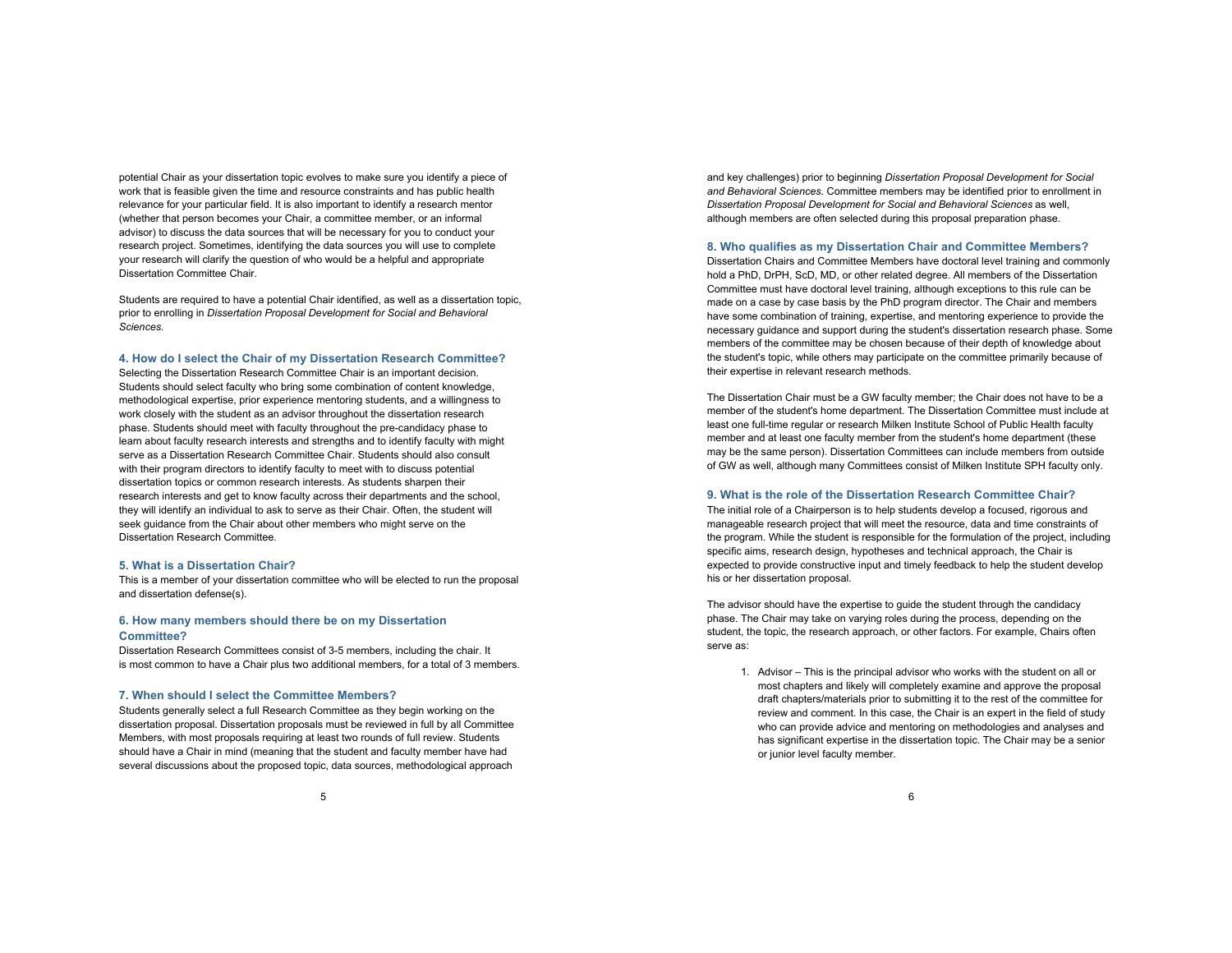potential Chair as your dissertation topic evolves to make sure you identify a piece of work that is feasible given the time and resource constraints and has public health relevance for your particular field. It is also important to identify a research mentor (whether that person becomes your Chair, a committee member, or an informal advisor) to discuss the data sources that will be necessary for you to conduct your research project. Sometimes, identifying the data sources you will use to complete your research will clarify the question of who would be a helpful and appropriate Dissertation Committee Chair.

Students are required to have a potential Chair identified, as well as a dissertation topic, prior to enrolling in *Dissertation Proposal Development for Social and Behavioral Sciences.*

### 4. How do I select the Chair of my Dissertation Research Committee?

Selecting the Dissertation Research Committee Chair is an important decision. Students should select faculty who bring some combination of content knowledge, methodological expertise, prior experience mentoring students, and a willingness to work closely with the student as an advisor throughout the dissertation research phase. Students should meet with faculty throughout the pre-candidacy phase to learn about faculty research interests and strengths and to identify faculty with might serve as a Dissertation Research Committee Chair. Students should also consult with their program directors to identify faculty to meet with to discuss potential dissertation topics or common research interests. As students sharpen their research interests and get to know faculty across their departments and the school, they will identify an individual to ask to serve as their Chair. Often, the student will seek guidance from the Chair about other members who might serve on the Dissertation Research Committee.

### 5. What is a Dissertation Chair?

This is a member of your dissertation committee who will be elected to run the proposal and dissertation defense(s).

### 6. How many members should there be on my Dissertation Committee?

Dissertation Research Committees consist of 3-5 members, including the chair. It is most common to have a Chair plus two additional members, for a total of 3 members.

### 7. When should I select the Committee Members?

Students generally select a full Research Committee as they begin working on the dissertation proposal. Dissertation proposals must be reviewed in full by all Committee Members, with most proposals requiring at least two rounds of full review. Students should have a Chair in mind (meaning that the student and faculty member have had several discussions about the proposed topic, data sources, methodological approach and key challenges) prior to beginning *Dissertation Proposal Development for Social and Behavioral Sciences*. Committee members may be identified prior to enrollment in *Dissertation Proposal Development for Social and Behavioral Sciences* as well, although members are often selected during this proposal preparation phase.

### 8. Who qualifies as my Dissertation Chair and Committee Members?

Dissertation Chairs and Committee Members have doctoral level training and commonly hold a PhD, DrPH, ScD, MD, or other related degree. All members of the Dissertation Committee must have doctoral level training, although exceptions to this rule can be made on a case by case basis by the PhD program director. The Chair and members have some combination of training, expertise, and mentoring experience to provide the necessary guidance and support during the student's dissertation research phase. Some members of the committee may be chosen because of their depth of knowledge about the student's topic, while others may participate on the committee primarily because of their expertise in relevant research methods.

The Dissertation Chair must be a GW faculty member; the Chair does not have to be a member of the student's home department. The Dissertation Committee must include at least one full-time regular or research Milken Institute School of Public Health faculty member and at least one faculty member from the student's home department (these may be the same person). Dissertation Committees can include members from outside of GW as well, although many Committees consist of Milken Institute SPH faculty only.

### 9. What is the role of the Dissertation Research Committee Chair?

The initial role of a Chairperson is to help students develop a focused, rigorous and manageable research project that will meet the resource, data and time constraints of the program. While the student is responsible for the formulation of the project, including specific aims, research design, hypotheses and technical approach, the Chair is expected to provide constructive input and timely feedback to help the student develop his or her dissertation proposal.

The advisor should have the expertise to guide the student through the candidacy phase. The Chair may take on varying roles during the process, depending on the student, the topic, the research approach, or other factors. For example, Chairs often serve as:

1. Advisor – This is the principal advisor who works with the student on all or most chapters and likely will completely examine and approve the proposal draft chapters/materials prior to submitting it to the rest of the committee for review and comment. In this case, the Chair is an expert in the field of study who can provide advice and mentoring on methodologies and analyses and has significant expertise in the dissertation topic. The Chair may be a senior or junior level faculty member.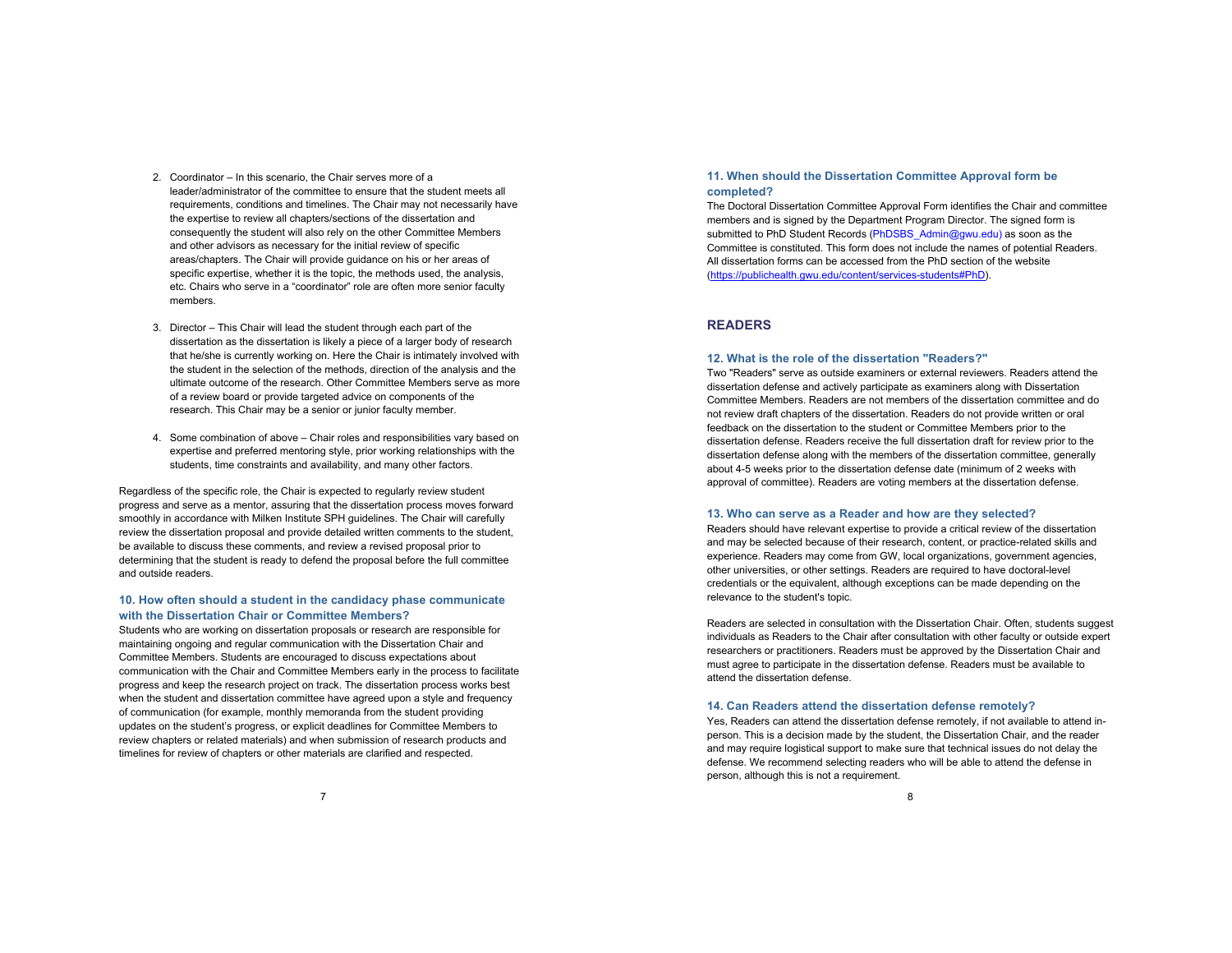2. Coordinator – In this scenario, the Chair serves more of a leader/administrator of the committee to ensure that the student meets all requirements, conditions and timelines. The Chair may not necessarily have the expertise to review all chapters/sections of the dissertation and consequently the student will also rely on the other Committee Members and other advisors as necessary for the initial review of specific areas/chapters. The Chair will provide guidance on his or her areas of specific expertise, whether it is the topic, the methods used, the analysis, etc. Chairs who serve in a "coordinator" role are often more senior faculty members.

3. Director – This Chair will lead the student through each part of the dissertation as the dissertation is likely a piece of a larger body of research that he/she is currently working on. Here the Chair is intimately involved with the student in the selection of the methods, direction of the analysis and the ultimate outcome of the research. Other Committee Members serve as more of a review board or provide targeted advice on components of the research. This Chair may be a senior or junior faculty member.

4. Some combination of above – Chair roles and responsibilities vary based on expertise and preferred mentoring style, prior working relationships with the students, time constraints and availability, and many other factors.

Regardless of the specific role, the Chair is expected to regularly review student progress and serve as a mentor, assuring that the dissertation process moves forward smoothly in accordance with Milken Institute SPH guidelines. The Chair will carefully review the dissertation proposal and provide detailed written comments to the student, be available to discuss these comments, and review a revised proposal prior to determining that the student is ready to defend the proposal before the full committee and outside readers.

### 10. How often should a student in the candidacy phase communicate with the Dissertation Chair or Committee Members?

Students who are working on dissertation proposals or research are responsible for maintaining ongoing and regular communication with the Dissertation Chair and Committee Members. Students are encouraged to discuss expectations about communication with the Chair and Committee Members early in the process to facilitate progress and keep the research project on track. The dissertation process works best when the student and dissertation committee have agreed upon a style and frequency of communication (for example, monthly memoranda from the student providing updates on the student's progress, or explicit deadlines for Committee Members to review chapters or related materials) and when submission of research products and timelines for review of chapters or other materials are clarified and respected.

### 11. When should the Dissertation Committee Approval form be completed?

The Doctoral Dissertation Committee Approval Form identifies the Chair and committee members and is signed by the Department Program Director. The signed form is submitted to PhD Student Records (PhDSBS_Admin@gwu.edu) as soon as the Committee is constituted. This form does not include the names of potential Readers. All dissertation forms can be accessed from the PhD section of the website (https://publichealth.gwu.edu/content/services-students#PhD).

## READERS

### 12. What is the role of the dissertation "Readers?"

Two "Readers" serve as outside examiners or external reviewers. Readers attend the dissertation defense and actively participate as examiners along with Dissertation Committee Members. Readers are not members of the dissertation committee and do not review draft chapters of the dissertation. Readers do not provide written or oral feedback on the dissertation to the student or Committee Members prior to the dissertation defense. Readers receive the full dissertation draft for review prior to the dissertation defense along with the members of the dissertation committee, generally about 4-5 weeks prior to the dissertation defense date (minimum of 2 weeks with approval of committee). Readers are voting members at the dissertation defense.

### 13. Who can serve as a Reader and how are they selected?

Readers should have relevant expertise to provide a critical review of the dissertation and may be selected because of their research, content, or practice-related skills and experience. Readers may come from GW, local organizations, government agencies, other universities, or other settings. Readers are required to have doctoral-level credentials or the equivalent, although exceptions can be made depending on the relevance to the student's topic.

Readers are selected in consultation with the Dissertation Chair. Often, students suggest individuals as Readers to the Chair after consultation with other faculty or outside expert researchers or practitioners. Readers must be approved by the Dissertation Chair and must agree to participate in the dissertation defense. Readers must be available to attend the dissertation defense.

### 14. Can Readers attend the dissertation defense remotely?

Yes, Readers can attend the dissertation defense remotely, if not available to attend in-person. This is a decision made by the student, the Dissertation Chair, and the reader and may require logistical support to make sure that technical issues do not delay the defense. We recommend selecting readers who will be able to attend the defense in person, although this is not a requirement.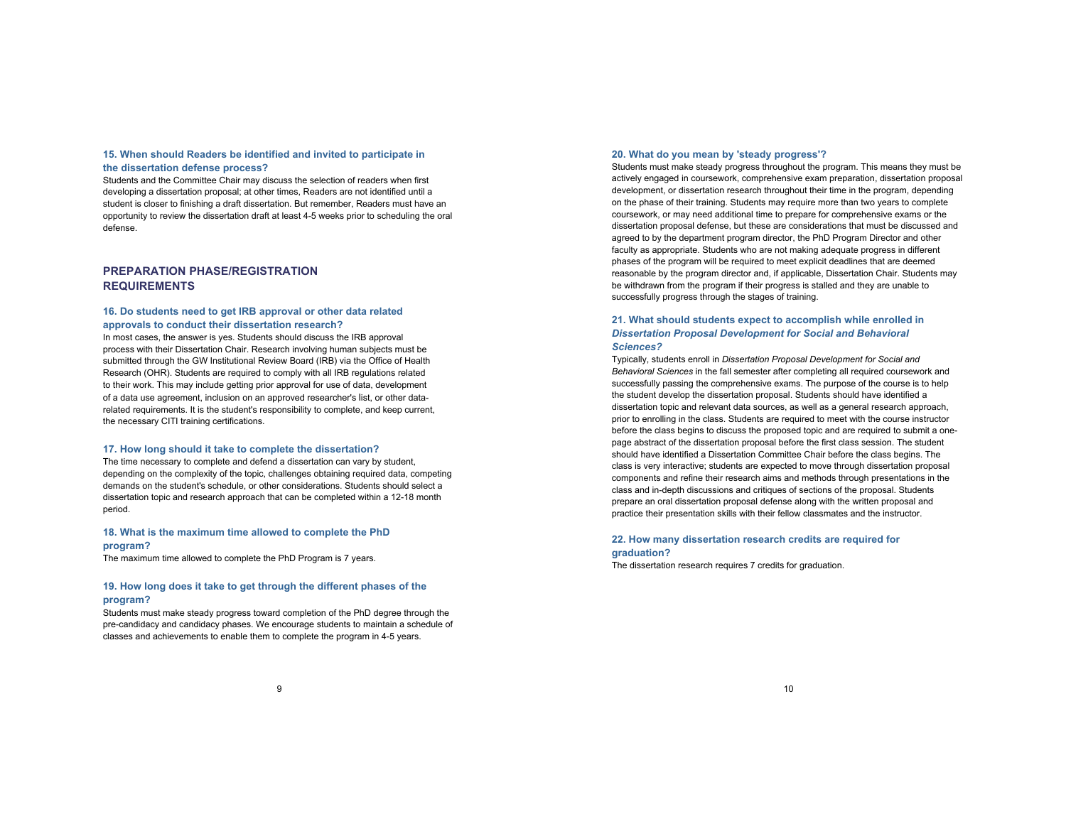### 15. When should Readers be identified and invited to participate in the dissertation defense process?

Students and the Committee Chair may discuss the selection of readers when first developing a dissertation proposal; at other times, Readers are not identified until a student is closer to finishing a draft dissertation. But remember, Readers must have an opportunity to review the dissertation draft at least 4-5 weeks prior to scheduling the oral defense.

## PREPARATION PHASE/REGISTRATION REQUIREMENTS

### 16. Do students need to get IRB approval or other data related approvals to conduct their dissertation research?

In most cases, the answer is yes. Students should discuss the IRB approval process with their Dissertation Chair. Research involving human subjects must be submitted through the GW Institutional Review Board (IRB) via the Office of Health Research (OHR). Students are required to comply with all IRB regulations related to their work. This may include getting prior approval for use of data, development of a data use agreement, inclusion on an approved researcher's list, or other data-related requirements. It is the student's responsibility to complete, and keep current, the necessary CITI training certifications.

### 17. How long should it take to complete the dissertation?

The time necessary to complete and defend a dissertation can vary by student, depending on the complexity of the topic, challenges obtaining required data, competing demands on the student's schedule, or other considerations. Students should select a dissertation topic and research approach that can be completed within a 12-18 month period.

### 18. What is the maximum time allowed to complete the PhD program?

The maximum time allowed to complete the PhD Program is 7 years.

### 19. How long does it take to get through the different phases of the program?

Students must make steady progress toward completion of the PhD degree through the pre-candidacy and candidacy phases. We encourage students to maintain a schedule of classes and achievements to enable them to complete the program in 4-5 years.

### 20. What do you mean by 'steady progress'?

Students must make steady progress throughout the program. This means they must be actively engaged in coursework, comprehensive exam preparation, dissertation proposal development, or dissertation research throughout their time in the program, depending on the phase of their training. Students may require more than two years to complete coursework, or may need additional time to prepare for comprehensive exams or the dissertation proposal defense, but these are considerations that must be discussed and agreed to by the department program director, the PhD Program Director and other faculty as appropriate. Students who are not making adequate progress in different phases of the program will be required to meet explicit deadlines that are deemed reasonable by the program director and, if applicable, Dissertation Chair. Students may be withdrawn from the program if their progress is stalled and they are unable to successfully progress through the stages of training.

### 21. What should students expect to accomplish while enrolled in *Dissertation Proposal Development for Social and Behavioral Sciences?*

Typically, students enroll in *Dissertation Proposal Development for Social and Behavioral Sciences* in the fall semester after completing all required coursework and successfully passing the comprehensive exams. The purpose of the course is to help the student develop the dissertation proposal. Students should have identified a dissertation topic and relevant data sources, as well as a general research approach, prior to enrolling in the class. Students are required to meet with the course instructor before the class begins to discuss the proposed topic and are required to submit a one-page abstract of the dissertation proposal before the first class session. The student should have identified a Dissertation Committee Chair before the class begins. The class is very interactive; students are expected to move through dissertation proposal components and refine their research aims and methods through presentations in the class and in-depth discussions and critiques of sections of the proposal. Students prepare an oral dissertation proposal defense along with the written proposal and practice their presentation skills with their fellow classmates and the instructor.

### 22. How many dissertation research credits are required for graduation?

The dissertation research requires 7 credits for graduation.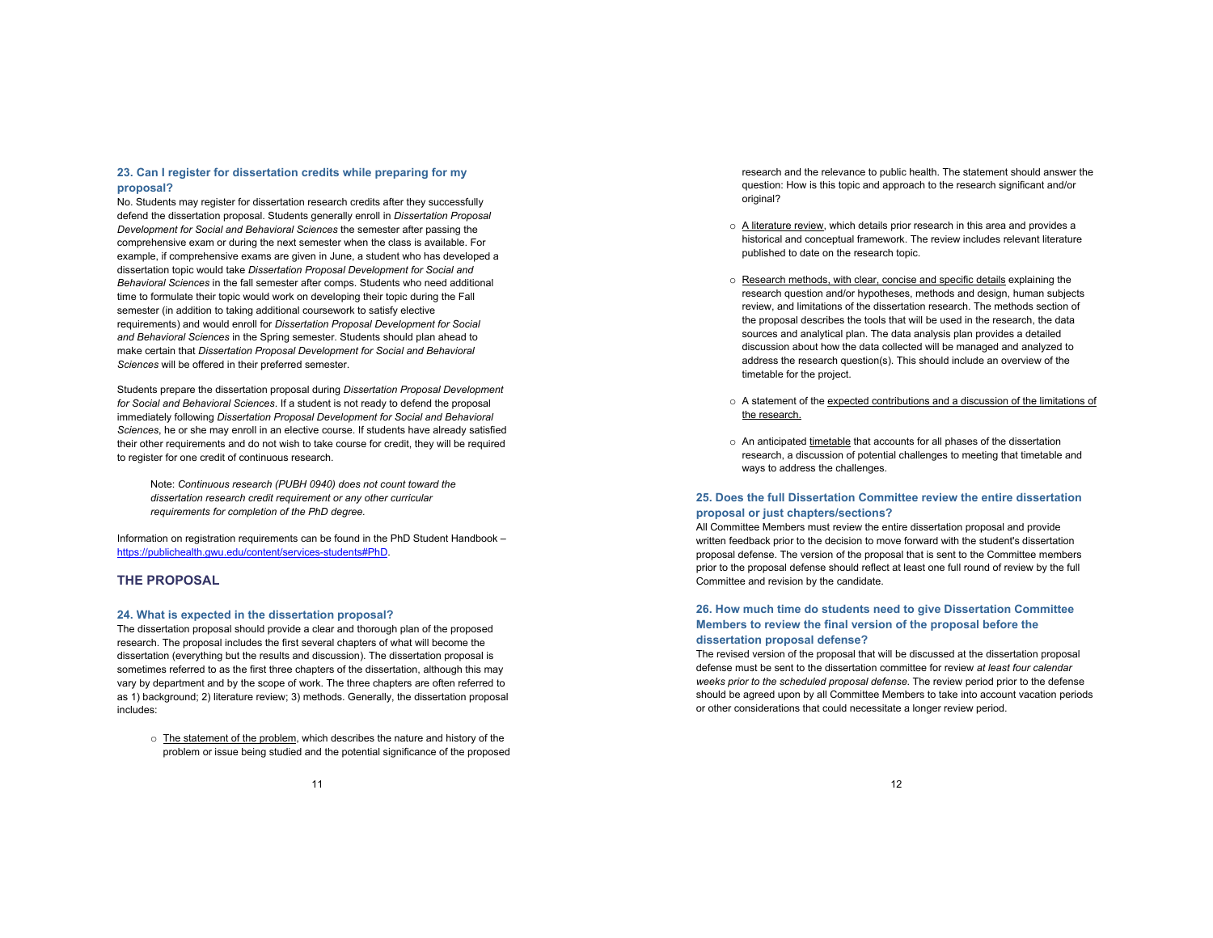### 23. Can I register for dissertation credits while preparing for my proposal?

No. Students may register for dissertation research credits after they successfully defend the dissertation proposal. Students generally enroll in *Dissertation Proposal Development for Social and Behavioral Sciences* the semester after passing the comprehensive exam or during the next semester when the class is available. For example, if comprehensive exams are given in June, a student who has developed a dissertation topic would take *Dissertation Proposal Development for Social and Behavioral Sciences* in the fall semester after comps. Students who need additional time to formulate their topic would work on developing their topic during the Fall semester (in addition to taking additional coursework to satisfy elective requirements) and would enroll for *Dissertation Proposal Development for Social and Behavioral Sciences* in the Spring semester. Students should plan ahead to make certain that *Dissertation Proposal Development for Social and Behavioral Sciences* will be offered in their preferred semester.

Students prepare the dissertation proposal during *Dissertation Proposal Development for Social and Behavioral Sciences*. If a student is not ready to defend the proposal immediately following *Dissertation Proposal Development for Social and Behavioral Sciences*, he or she may enroll in an elective course. If students have already satisfied their other requirements and do not wish to take course for credit, they will be required to register for one credit of continuous research.

> Note: *Continuous research (PUBH 0940) does not count toward the dissertation research credit requirement or any other curricular requirements for completion of the PhD degree.*

Information on registration requirements can be found in the PhD Student Handbook – https://publichealth.gwu.edu/content/services-students#PhD.

## THE PROPOSAL

### 24. What is expected in the dissertation proposal?

The dissertation proposal should provide a clear and thorough plan of the proposed research. The proposal includes the first several chapters of what will become the dissertation (everything but the results and discussion). The dissertation proposal is sometimes referred to as the first three chapters of the dissertation, although this may vary by department and by the scope of work. The three chapters are often referred to as 1) background; 2) literature review; 3) methods. Generally, the dissertation proposal includes:

- The statement of the problem, which describes the nature and history of the problem or issue being studied and the potential significance of the proposed research and the relevance to public health. The statement should answer the question: How is this topic and approach to the research significant and/or original?
- A literature review, which details prior research in this area and provides a historical and conceptual framework. The review includes relevant literature published to date on the research topic.
- Research methods, with clear, concise and specific details explaining the research question and/or hypotheses, methods and design, human subjects review, and limitations of the dissertation research. The methods section of the proposal describes the tools that will be used in the research, the data sources and analytical plan. The data analysis plan provides a detailed discussion about how the data collected will be managed and analyzed to address the research question(s). This should include an overview of the timetable for the project.
- A statement of the expected contributions and a discussion of the limitations of the research.
- An anticipated timetable that accounts for all phases of the dissertation research, a discussion of potential challenges to meeting that timetable and ways to address the challenges.

### 25. Does the full Dissertation Committee review the entire dissertation proposal or just chapters/sections?

All Committee Members must review the entire dissertation proposal and provide written feedback prior to the decision to move forward with the student's dissertation proposal defense. The version of the proposal that is sent to the Committee members prior to the proposal defense should reflect at least one full round of review by the full Committee and revision by the candidate.

### 26. How much time do students need to give Dissertation Committee Members to review the final version of the proposal before the dissertation proposal defense?

The revised version of the proposal that will be discussed at the dissertation proposal defense must be sent to the dissertation committee for review *at least four calendar weeks prior to the scheduled proposal defense.* The review period prior to the defense should be agreed upon by all Committee Members to take into account vacation periods or other considerations that could necessitate a longer review period.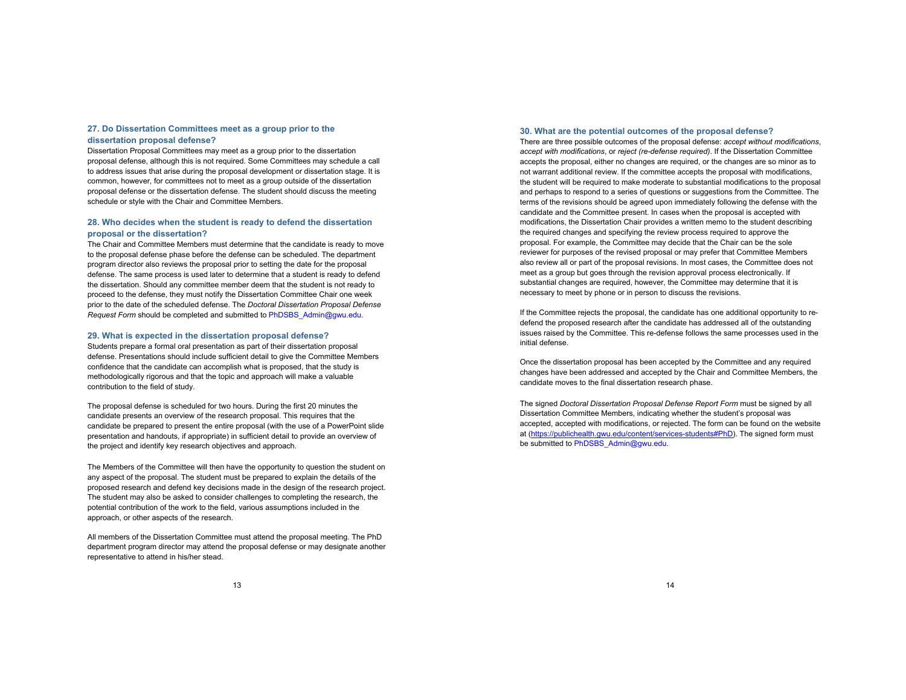### 27. Do Dissertation Committees meet as a group prior to the dissertation proposal defense?

Dissertation Proposal Committees may meet as a group prior to the dissertation proposal defense, although this is not required. Some Committees may schedule a call to address issues that arise during the proposal development or dissertation stage. It is common, however, for committees not to meet as a group outside of the dissertation proposal defense or the dissertation defense. The student should discuss the meeting schedule or style with the Chair and Committee Members.

### 28. Who decides when the student is ready to defend the dissertation proposal or the dissertation?

The Chair and Committee Members must determine that the candidate is ready to move to the proposal defense phase before the defense can be scheduled. The department program director also reviews the proposal prior to setting the date for the proposal defense. The same process is used later to determine that a student is ready to defend the dissertation. Should any committee member deem that the student is not ready to proceed to the defense, they must notify the Dissertation Committee Chair one week prior to the date of the scheduled defense. The *Doctoral Dissertation Proposal Defense Request Form* should be completed and submitted to PhDSBS_Admin@gwu.edu.

### 29. What is expected in the dissertation proposal defense?

Students prepare a formal oral presentation as part of their dissertation proposal defense. Presentations should include sufficient detail to give the Committee Members confidence that the candidate can accomplish what is proposed, that the study is methodologically rigorous and that the topic and approach will make a valuable contribution to the field of study.

The proposal defense is scheduled for two hours. During the first 20 minutes the candidate presents an overview of the research proposal. This requires that the candidate be prepared to present the entire proposal (with the use of a PowerPoint slide presentation and handouts, if appropriate) in sufficient detail to provide an overview of the project and identify key research objectives and approach.

The Members of the Committee will then have the opportunity to question the student on any aspect of the proposal. The student must be prepared to explain the details of the proposed research and defend key decisions made in the design of the research project. The student may also be asked to consider challenges to completing the research, the potential contribution of the work to the field, various assumptions included in the approach, or other aspects of the research.

All members of the Dissertation Committee must attend the proposal meeting. The PhD department program director may attend the proposal defense or may designate another representative to attend in his/her stead.

### 30. What are the potential outcomes of the proposal defense?

There are three possible outcomes of the proposal defense: *accept without modifications*, *accept with modifications*, or *reject (re-defense required)*. If the Dissertation Committee accepts the proposal, either no changes are required, or the changes are so minor as to not warrant additional review. If the committee accepts the proposal with modifications, the student will be required to make moderate to substantial modifications to the proposal and perhaps to respond to a series of questions or suggestions from the Committee. The terms of the revisions should be agreed upon immediately following the defense with the candidate and the Committee present. In cases when the proposal is accepted with modifications, the Dissertation Chair provides a written memo to the student describing the required changes and specifying the review process required to approve the proposal. For example, the Committee may decide that the Chair can be the sole reviewer for purposes of the revised proposal or may prefer that Committee Members also review all or part of the proposal revisions. In most cases, the Committee does not meet as a group but goes through the revision approval process electronically. If substantial changes are required, however, the Committee may determine that it is necessary to meet by phone or in person to discuss the revisions.

If the Committee rejects the proposal, the candidate has one additional opportunity to re-defend the proposed research after the candidate has addressed all of the outstanding issues raised by the Committee. This re-defense follows the same processes used in the initial defense.

Once the dissertation proposal has been accepted by the Committee and any required changes have been addressed and accepted by the Chair and Committee Members, the candidate moves to the final dissertation research phase.

The signed *Doctoral Dissertation Proposal Defense Report Form* must be signed by all Dissertation Committee Members, indicating whether the student's proposal was accepted, accepted with modifications, or rejected. The form can be found on the website at (https://publichealth.gwu.edu/content/services-students#PhD). The signed form must be submitted to PhDSBS_Admin@gwu.edu.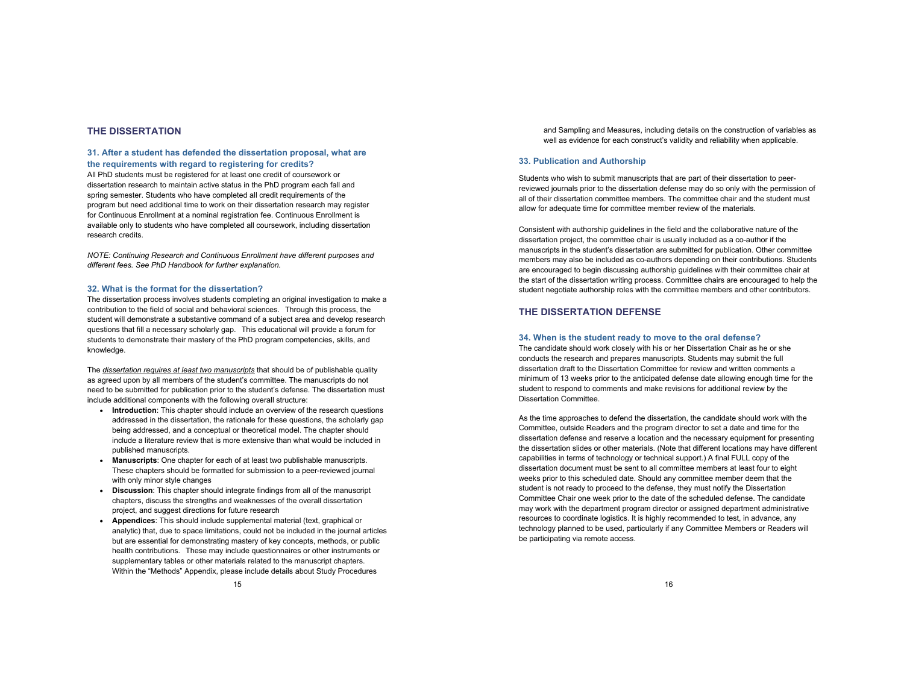## THE DISSERTATION

### 31. After a student has defended the dissertation proposal, what are the requirements with regard to registering for credits?

All PhD students must be registered for at least one credit of coursework or dissertation research to maintain active status in the PhD program each fall and spring semester. Students who have completed all credit requirements of the program but need additional time to work on their dissertation research may register for Continuous Enrollment at a nominal registration fee. Continuous Enrollment is available only to students who have completed all coursework, including dissertation research credits.

*NOTE: Continuing Research and Continuous Enrollment have different purposes and different fees. See PhD Handbook for further explanation.*

### 32. What is the format for the dissertation?

The dissertation process involves students completing an original investigation to make a contribution to the field of social and behavioral sciences. Through this process, the student will demonstrate a substantive command of a subject area and develop research questions that fill a necessary scholarly gap. This educational will provide a forum for students to demonstrate their mastery of the PhD program competencies, skills, and knowledge.

The *dissertation requires at least two manuscripts* that should be of publishable quality as agreed upon by all members of the student's committee. The manuscripts do not need to be submitted for publication prior to the student's defense. The dissertation must include additional components with the following overall structure:

- **Introduction**: This chapter should include an overview of the research questions addressed in the dissertation, the rationale for these questions, the scholarly gap being addressed, and a conceptual or theoretical model. The chapter should include a literature review that is more extensive than what would be included in published manuscripts.
- **Manuscripts**: One chapter for each of at least two publishable manuscripts. These chapters should be formatted for submission to a peer-reviewed journal with only minor style changes
- **Discussion**: This chapter should integrate findings from all of the manuscript chapters, discuss the strengths and weaknesses of the overall dissertation project, and suggest directions for future research
- **Appendices**: This should include supplemental material (text, graphical or analytic) that, due to space limitations, could not be included in the journal articles but are essential for demonstrating mastery of key concepts, methods, or public health contributions. These may include questionnaires or other instruments or supplementary tables or other materials related to the manuscript chapters. Within the "Methods" Appendix, please include details about Study Procedures and Sampling and Measures, including details on the construction of variables as well as evidence for each construct's validity and reliability when applicable.

### 33. Publication and Authorship

Students who wish to submit manuscripts that are part of their dissertation to peer-reviewed journals prior to the dissertation defense may do so only with the permission of all of their dissertation committee members. The committee chair and the student must allow for adequate time for committee member review of the materials.

Consistent with authorship guidelines in the field and the collaborative nature of the dissertation project, the committee chair is usually included as a co-author if the manuscripts in the student's dissertation are submitted for publication. Other committee members may also be included as co-authors depending on their contributions. Students are encouraged to begin discussing authorship guidelines with their committee chair at the start of the dissertation writing process. Committee chairs are encouraged to help the student negotiate authorship roles with the committee members and other contributors.

## THE DISSERTATION DEFENSE

### 34. When is the student ready to move to the oral defense?

The candidate should work closely with his or her Dissertation Chair as he or she conducts the research and prepares manuscripts. Students may submit the full dissertation draft to the Dissertation Committee for review and written comments a minimum of 13 weeks prior to the anticipated defense date allowing enough time for the student to respond to comments and make revisions for additional review by the Dissertation Committee.

As the time approaches to defend the dissertation, the candidate should work with the Committee, outside Readers and the program director to set a date and time for the dissertation defense and reserve a location and the necessary equipment for presenting the dissertation slides or other materials. (Note that different locations may have different capabilities in terms of technology or technical support.) A final FULL copy of the dissertation document must be sent to all committee members at least four to eight weeks prior to this scheduled date. Should any committee member deem that the student is not ready to proceed to the defense, they must notify the Dissertation Committee Chair one week prior to the date of the scheduled defense. The candidate may work with the department program director or assigned department administrative resources to coordinate logistics. It is highly recommended to test, in advance, any technology planned to be used, particularly if any Committee Members or Readers will be participating via remote access.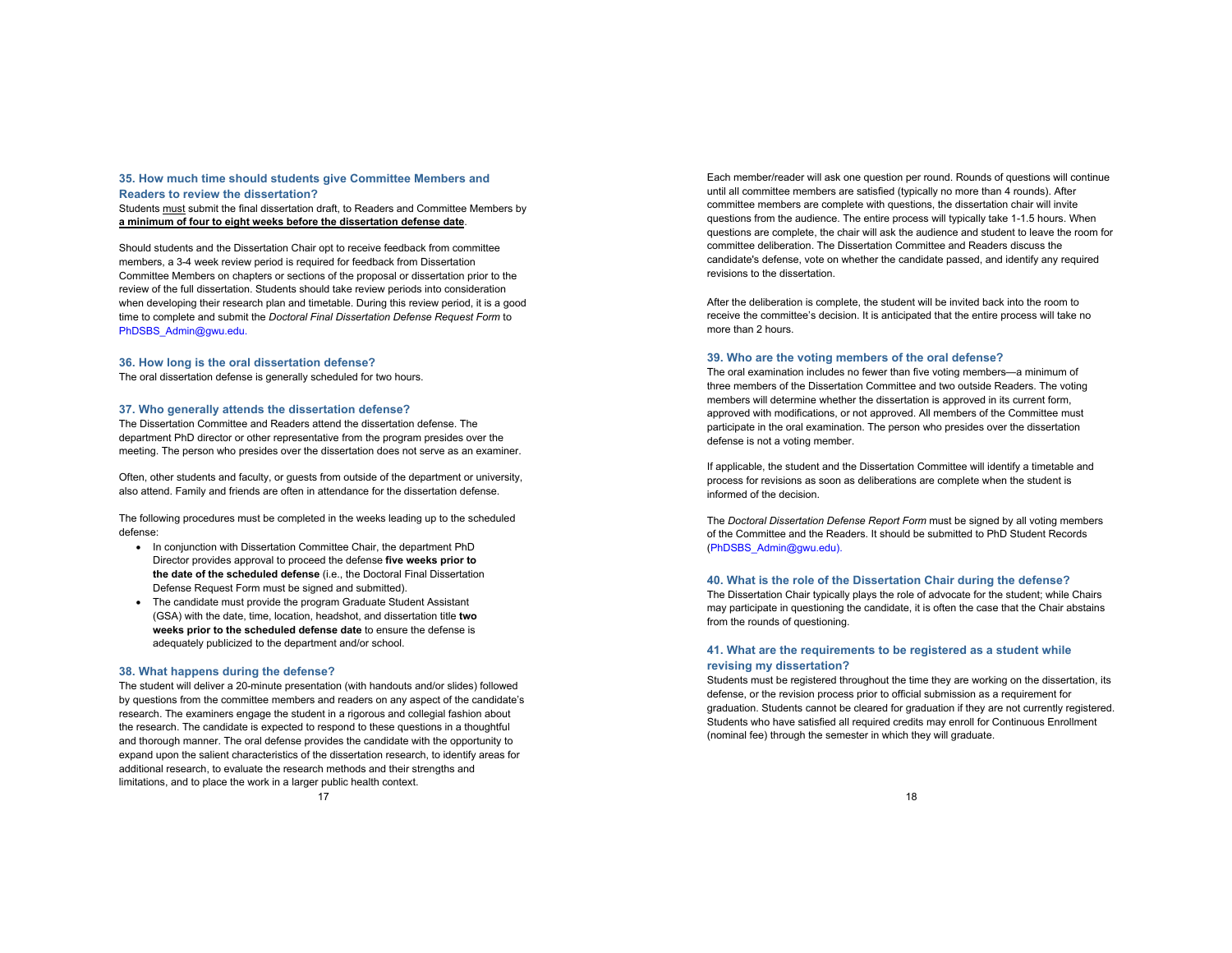### 35. How much time should students give Committee Members and Readers to review the dissertation?

Students must submit the final dissertation draft, to Readers and Committee Members by **a minimum of four to eight weeks before the dissertation defense date**.

Should students and the Dissertation Chair opt to receive feedback from committee members, a 3-4 week review period is required for feedback from Dissertation Committee Members on chapters or sections of the proposal or dissertation prior to the review of the full dissertation. Students should take review periods into consideration when developing their research plan and timetable. During this review period, it is a good time to complete and submit the *Doctoral Final Dissertation Defense Request Form* to PhDSBS_Admin@gwu.edu.

### 36. How long is the oral dissertation defense?

The oral dissertation defense is generally scheduled for two hours.

### 37. Who generally attends the dissertation defense?

The Dissertation Committee and Readers attend the dissertation defense. The department PhD director or other representative from the program presides over the meeting. The person who presides over the dissertation does not serve as an examiner.

Often, other students and faculty, or guests from outside of the department or university, also attend. Family and friends are often in attendance for the dissertation defense.

The following procedures must be completed in the weeks leading up to the scheduled defense:

- In conjunction with Dissertation Committee Chair, the department PhD Director provides approval to proceed the defense **five weeks prior to the date of the scheduled defense** (i.e., the Doctoral Final Dissertation Defense Request Form must be signed and submitted).
- The candidate must provide the program Graduate Student Assistant (GSA) with the date, time, location, headshot, and dissertation title **two weeks prior to the scheduled defense date** to ensure the defense is adequately publicized to the department and/or school.

### 38. What happens during the defense?

The student will deliver a 20-minute presentation (with handouts and/or slides) followed by questions from the committee members and readers on any aspect of the candidate's research. The examiners engage the student in a rigorous and collegial fashion about the research. The candidate is expected to respond to these questions in a thoughtful and thorough manner. The oral defense provides the candidate with the opportunity to expand upon the salient characteristics of the dissertation research, to identify areas for additional research, to evaluate the research methods and their strengths and limitations, and to place the work in a larger public health context.

Each member/reader will ask one question per round. Rounds of questions will continue until all committee members are satisfied (typically no more than 4 rounds). After committee members are complete with questions, the dissertation chair will invite questions from the audience. The entire process will typically take 1-1.5 hours. When questions are complete, the chair will ask the audience and student to leave the room for committee deliberation. The Dissertation Committee and Readers discuss the candidate's defense, vote on whether the candidate passed, and identify any required revisions to the dissertation.

After the deliberation is complete, the student will be invited back into the room to receive the committee's decision. It is anticipated that the entire process will take no more than 2 hours.

### 39. Who are the voting members of the oral defense?

The oral examination includes no fewer than five voting members—a minimum of three members of the Dissertation Committee and two outside Readers. The voting members will determine whether the dissertation is approved in its current form, approved with modifications, or not approved. All members of the Committee must participate in the oral examination. The person who presides over the dissertation defense is not a voting member.

If applicable, the student and the Dissertation Committee will identify a timetable and process for revisions as soon as deliberations are complete when the student is informed of the decision.

The *Doctoral Dissertation Defense Report Form* must be signed by all voting members of the Committee and the Readers. It should be submitted to PhD Student Records (PhDSBS_Admin@gwu.edu).

### 40. What is the role of the Dissertation Chair during the defense?

The Dissertation Chair typically plays the role of advocate for the student; while Chairs may participate in questioning the candidate, it is often the case that the Chair abstains from the rounds of questioning.

### 41. What are the requirements to be registered as a student while revising my dissertation?

Students must be registered throughout the time they are working on the dissertation, its defense, or the revision process prior to official submission as a requirement for graduation. Students cannot be cleared for graduation if they are not currently registered. Students who have satisfied all required credits may enroll for Continuous Enrollment (nominal fee) through the semester in which they will graduate.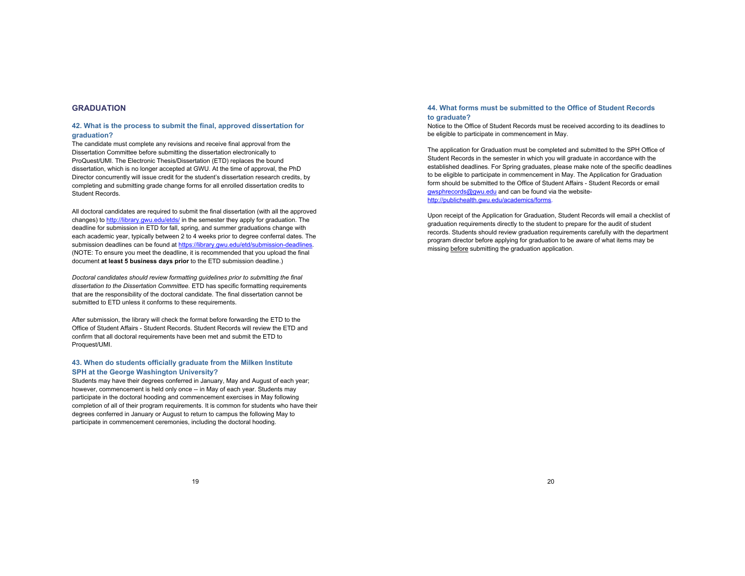## GRADUATION

### 42. What is the process to submit the final, approved dissertation for graduation?

The candidate must complete any revisions and receive final approval from the Dissertation Committee before submitting the dissertation electronically to ProQuest/UMI. The Electronic Thesis/Dissertation (ETD) replaces the bound dissertation, which is no longer accepted at GWU. At the time of approval, the PhD Director concurrently will issue credit for the student's dissertation research credits, by completing and submitting grade change forms for all enrolled dissertation credits to Student Records.

All doctoral candidates are required to submit the final dissertation (with all the approved changes) to http://library.gwu.edu/etds/ in the semester they apply for graduation. The deadline for submission in ETD for fall, spring, and summer graduations change with each academic year, typically between 2 to 4 weeks prior to degree conferral dates. The submission deadlines can be found at https://library.gwu.edu/etd/submission-deadlines. (NOTE: To ensure you meet the deadline, it is recommended that you upload the final document **at least 5 business days prior** to the ETD submission deadline.)

*Doctoral candidates should review formatting guidelines prior to submitting the final dissertation to the Dissertation Committee.* ETD has specific formatting requirements that are the responsibility of the doctoral candidate. The final dissertation cannot be submitted to ETD unless it conforms to these requirements.

After submission, the library will check the format before forwarding the ETD to the Office of Student Affairs - Student Records. Student Records will review the ETD and confirm that all doctoral requirements have been met and submit the ETD to Proquest/UMI.

### 43. When do students officially graduate from the Milken Institute SPH at the George Washington University?

Students may have their degrees conferred in January, May and August of each year; however, commencement is held only once -- in May of each year. Students may participate in the doctoral hooding and commencement exercises in May following completion of all of their program requirements. It is common for students who have their degrees conferred in January or August to return to campus the following May to participate in commencement ceremonies, including the doctoral hooding.

### 44. What forms must be submitted to the Office of Student Records to graduate?

Notice to the Office of Student Records must be received according to its deadlines to be eligible to participate in commencement in May.

The application for Graduation must be completed and submitted to the SPH Office of Student Records in the semester in which you will graduate in accordance with the established deadlines. For Spring graduates, please make note of the specific deadlines to be eligible to participate in commencement in May. The Application for Graduation form should be submitted to the Office of Student Affairs - Student Records or email gwsphrecords@gwu.edu and can be found via the website- http://publichealth.gwu.edu/academics/forms.

Upon receipt of the Application for Graduation, Student Records will email a checklist of graduation requirements directly to the student to prepare for the audit of student records. Students should review graduation requirements carefully with the department program director before applying for graduation to be aware of what items may be missing before submitting the graduation application.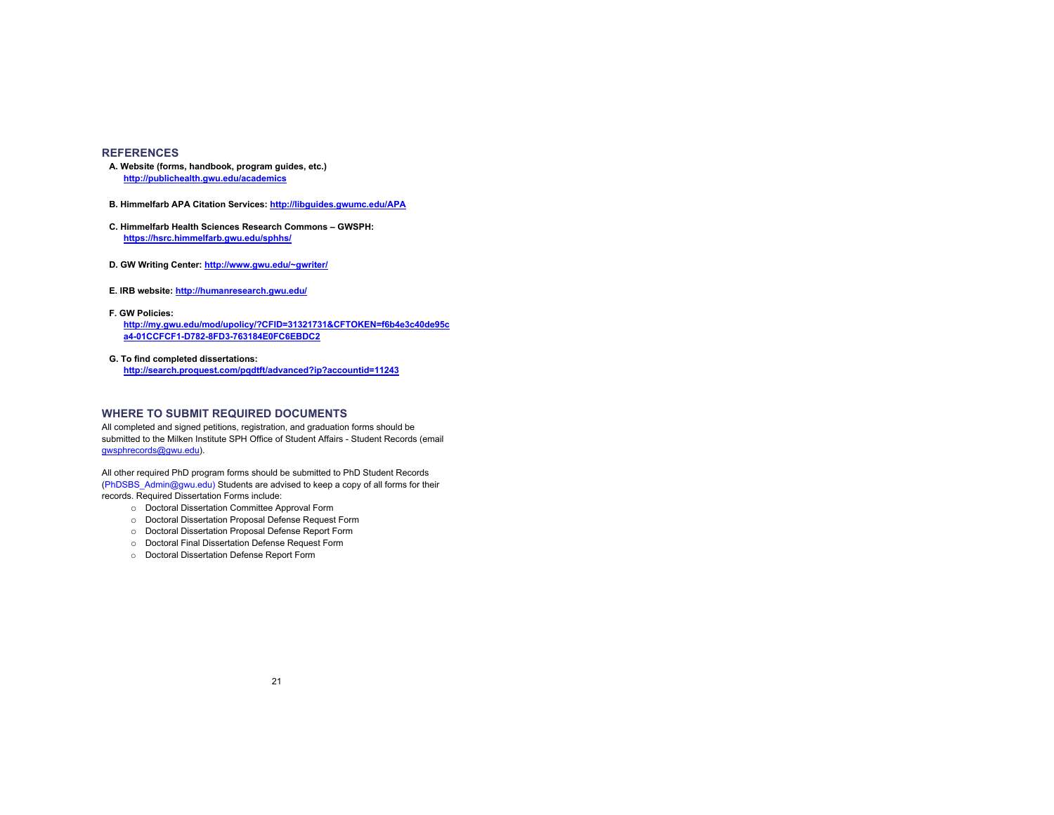## REFERENCES

**A. Website (forms, handbook, program guides, etc.)**
**http://publichealth.gwu.edu/academics**

**B. Himmelfarb APA Citation Services: http://libguides.gwumc.edu/APA**

**C. Himmelfarb Health Sciences Research Commons – GWSPH:**
**https://hsrc.himmelfarb.gwu.edu/sphhs/**

**D. GW Writing Center: http://www.gwu.edu/~gwriter/**

**E. IRB website: http://humanresearch.gwu.edu/**

**F. GW Policies:**
**http://my.gwu.edu/mod/upolicy/?CFID=31321731&CFTOKEN=f6b4e3c40de95ca4-01CCFCF1-D782-8FD3-763184E0FC6EBDC2**

**G. To find completed dissertations:**
**http://search.proquest.com/pqdtft/advanced?ip?accountid=11243**

## WHERE TO SUBMIT REQUIRED DOCUMENTS

All completed and signed petitions, registration, and graduation forms should be submitted to the Milken Institute SPH Office of Student Affairs - Student Records (email gwsphrecords@gwu.edu).

All other required PhD program forms should be submitted to PhD Student Records (PhDSBS_Admin@gwu.edu) Students are advised to keep a copy of all forms for their records. Required Dissertation Forms include:

- Doctoral Dissertation Committee Approval Form
- Doctoral Dissertation Proposal Defense Request Form
- Doctoral Dissertation Proposal Defense Report Form
- Doctoral Final Dissertation Defense Request Form
- Doctoral Dissertation Defense Report Form